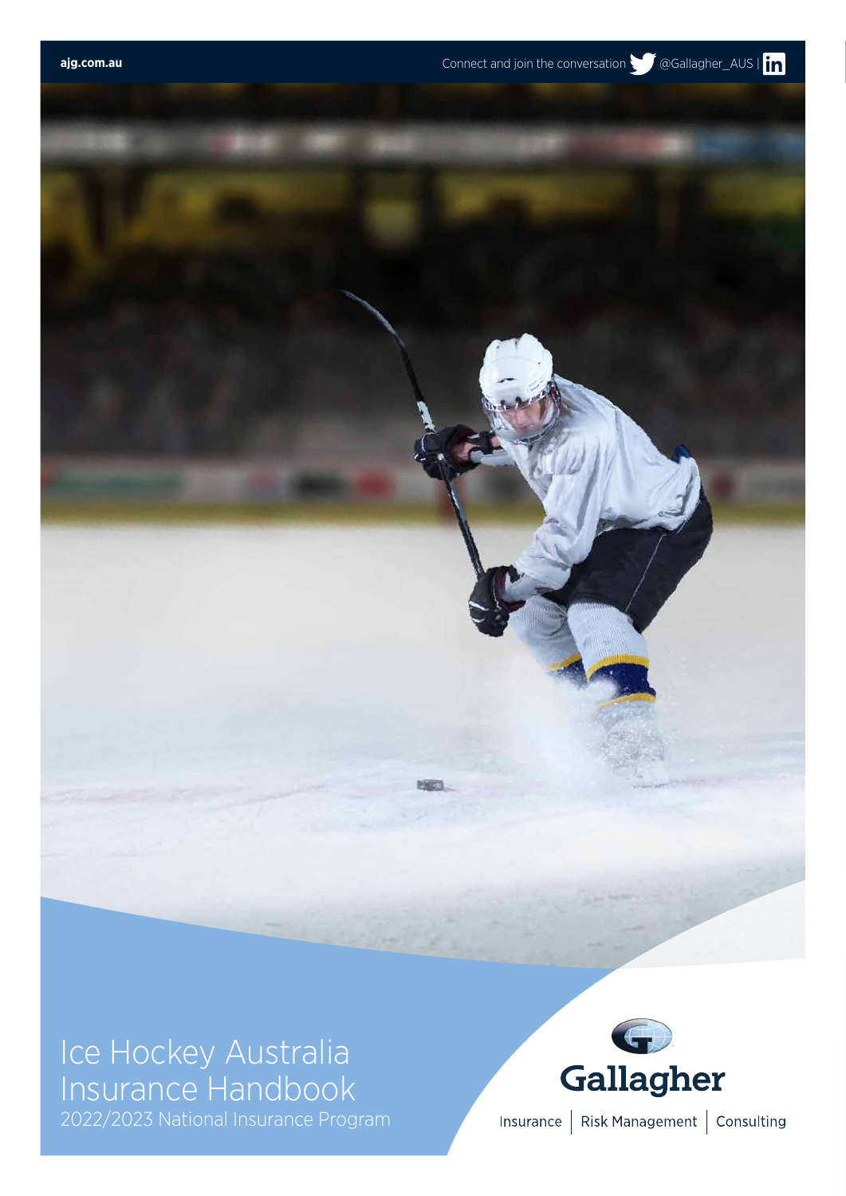ajg.com.au

Connect and join the conversation @Gallagher_AUS

# Ice Hockey Australia Insurance Handbook

2022/2023 National Insurance Program

Gallagher

Insurance | Risk Management | Consulting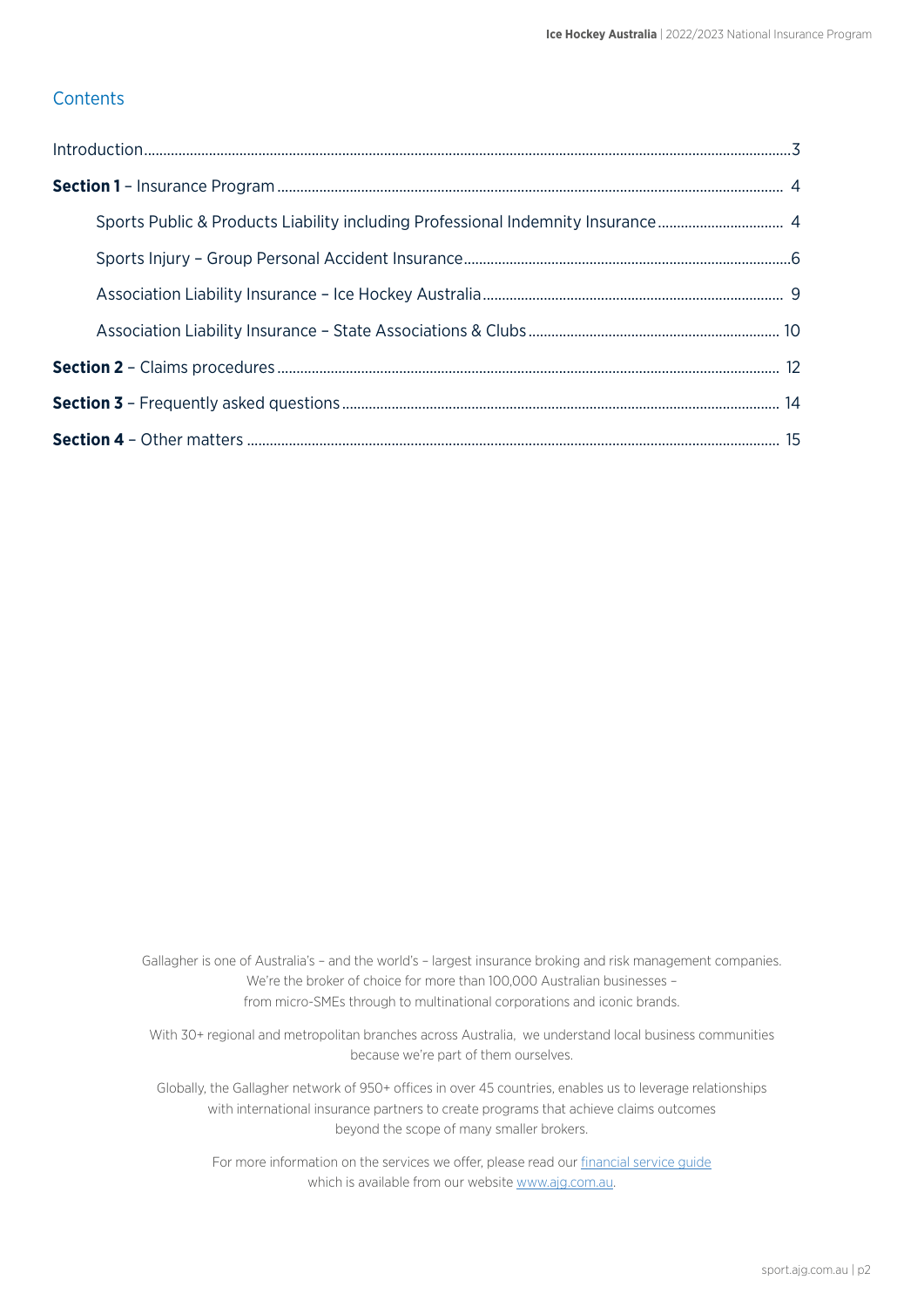## Contents

- Introduction ... 3
- **Section 1** – Insurance Program ... 4
  - Sports Public & Products Liability including Professional Indemnity Insurance ... 4
  - Sports Injury – Group Personal Accident Insurance ... 6
  - Association Liability Insurance – Ice Hockey Australia ... 9
  - Association Liability Insurance – State Associations & Clubs ... 10
- **Section 2** – Claims procedures ... 12
- **Section 3** – Frequently asked questions ... 14
- **Section 4** – Other matters ... 15

Gallagher is one of Australia's – and the world's – largest insurance broking and risk management companies. We're the broker of choice for more than 100,000 Australian businesses – from micro-SMEs through to multinational corporations and iconic brands.

With 30+ regional and metropolitan branches across Australia, we understand local business communities because we're part of them ourselves.

Globally, the Gallagher network of 950+ offices in over 45 countries, enables us to leverage relationships with international insurance partners to create programs that achieve claims outcomes beyond the scope of many smaller brokers.

For more information on the services we offer, please read our financial service guide which is available from our website www.ajg.com.au.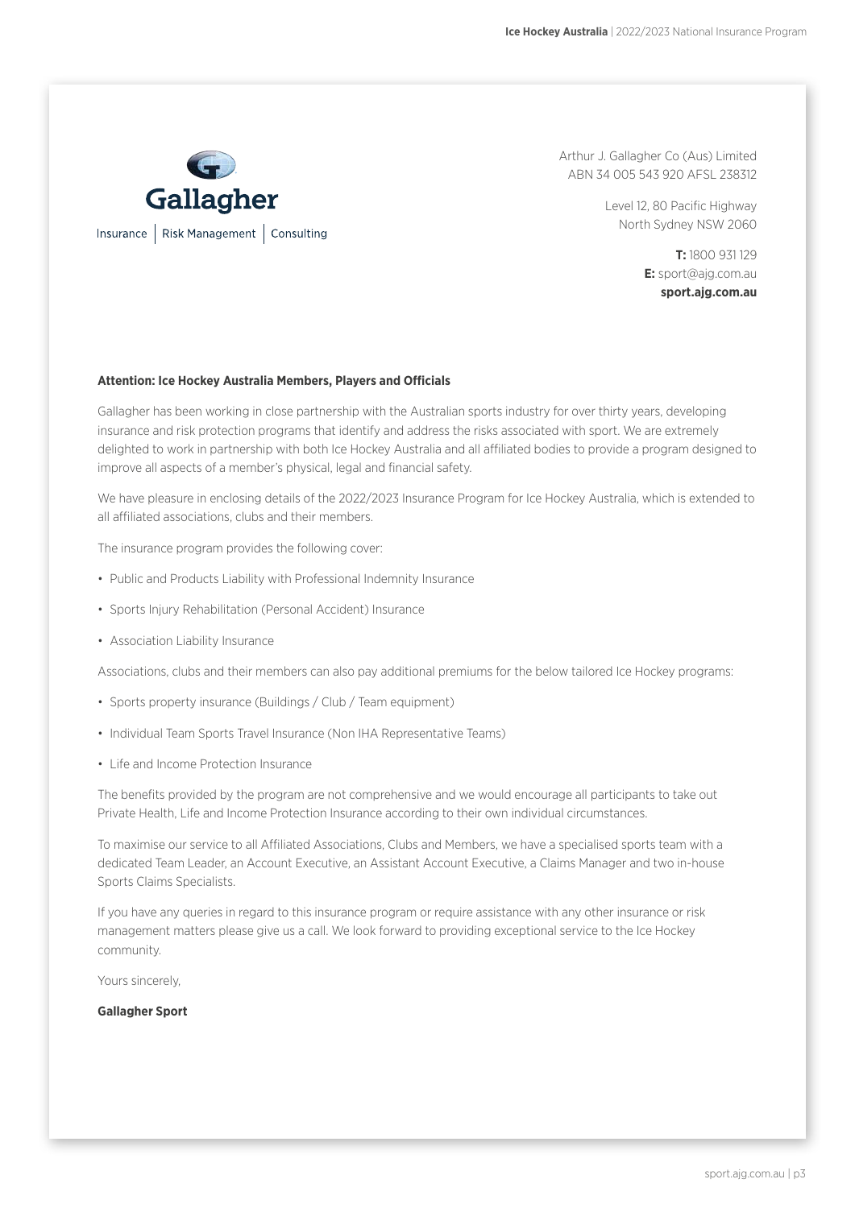Gallagher

Insurance | Risk Management | Consulting

Arthur J. Gallagher Co (Aus) Limited
ABN 34 005 543 920 AFSL 238312

Level 12, 80 Pacific Highway
North Sydney NSW 2060

**T:** 1800 931 129
**E:** sport@ajg.com.au
**sport.ajg.com.au**

**Attention: Ice Hockey Australia Members, Players and Officials**

Gallagher has been working in close partnership with the Australian sports industry for over thirty years, developing insurance and risk protection programs that identify and address the risks associated with sport. We are extremely delighted to work in partnership with both Ice Hockey Australia and all affiliated bodies to provide a program designed to improve all aspects of a member's physical, legal and financial safety.

We have pleasure in enclosing details of the 2022/2023 Insurance Program for Ice Hockey Australia, which is extended to all affiliated associations, clubs and their members.

The insurance program provides the following cover:

- Public and Products Liability with Professional Indemnity Insurance
- Sports Injury Rehabilitation (Personal Accident) Insurance
- Association Liability Insurance

Associations, clubs and their members can also pay additional premiums for the below tailored Ice Hockey programs:

- Sports property insurance (Buildings / Club / Team equipment)
- Individual Team Sports Travel Insurance (Non IHA Representative Teams)
- Life and Income Protection Insurance

The benefits provided by the program are not comprehensive and we would encourage all participants to take out Private Health, Life and Income Protection Insurance according to their own individual circumstances.

To maximise our service to all Affiliated Associations, Clubs and Members, we have a specialised sports team with a dedicated Team Leader, an Account Executive, an Assistant Account Executive, a Claims Manager and two in-house Sports Claims Specialists.

If you have any queries in regard to this insurance program or require assistance with any other insurance or risk management matters please give us a call. We look forward to providing exceptional service to the Ice Hockey community.

Yours sincerely,

**Gallagher Sport**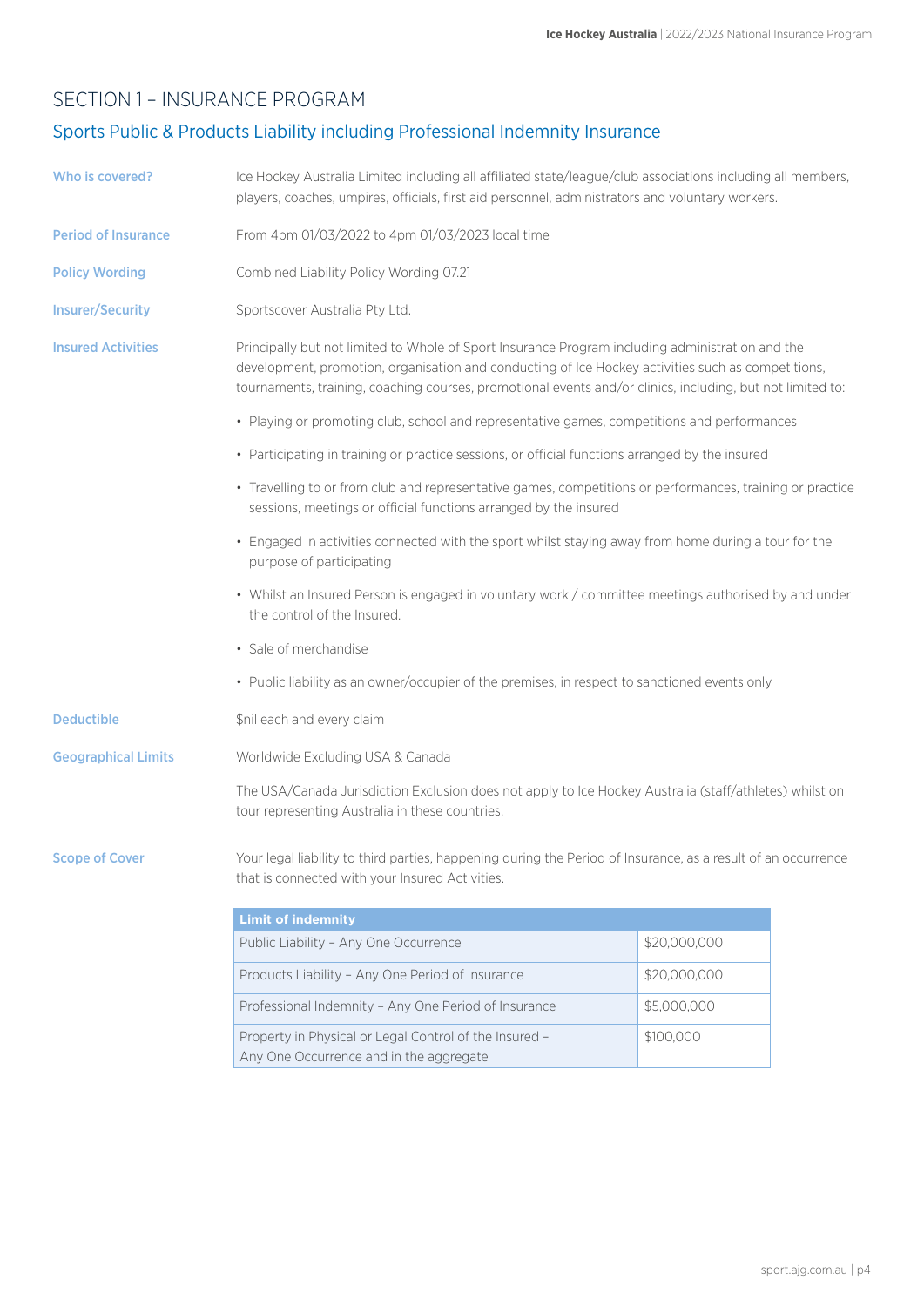# SECTION 1 – INSURANCE PROGRAM

## Sports Public & Products Liability including Professional Indemnity Insurance

**Who is covered?**

Ice Hockey Australia Limited including all affiliated state/league/club associations including all members, players, coaches, umpires, officials, first aid personnel, administrators and voluntary workers.

**Period of Insurance**

From 4pm 01/03/2022 to 4pm 01/03/2023 local time

**Policy Wording**

Combined Liability Policy Wording 07.21

**Insurer/Security**

Sportscover Australia Pty Ltd.

**Insured Activities**

Principally but not limited to Whole of Sport Insurance Program including administration and the development, promotion, organisation and conducting of Ice Hockey activities such as competitions, tournaments, training, coaching courses, promotional events and/or clinics, including, but not limited to:

- Playing or promoting club, school and representative games, competitions and performances
- Participating in training or practice sessions, or official functions arranged by the insured
- Travelling to or from club and representative games, competitions or performances, training or practice sessions, meetings or official functions arranged by the insured
- Engaged in activities connected with the sport whilst staying away from home during a tour for the purpose of participating
- Whilst an Insured Person is engaged in voluntary work / committee meetings authorised by and under the control of the Insured.
- Sale of merchandise
- Public liability as an owner/occupier of the premises, in respect to sanctioned events only

**Deductible**

$nil each and every claim

**Geographical Limits**

Worldwide Excluding USA & Canada

The USA/Canada Jurisdiction Exclusion does not apply to Ice Hockey Australia (staff/athletes) whilst on tour representing Australia in these countries.

**Scope of Cover**

Your legal liability to third parties, happening during the Period of Insurance, as a result of an occurrence that is connected with your Insured Activities.

| Limit of indemnity | |
|---|---|
| Public Liability – Any One Occurrence | $20,000,000 |
| Products Liability – Any One Period of Insurance | $20,000,000 |
| Professional Indemnity – Any One Period of Insurance | $5,000,000 |
| Property in Physical or Legal Control of the Insured – Any One Occurrence and in the aggregate | $100,000 |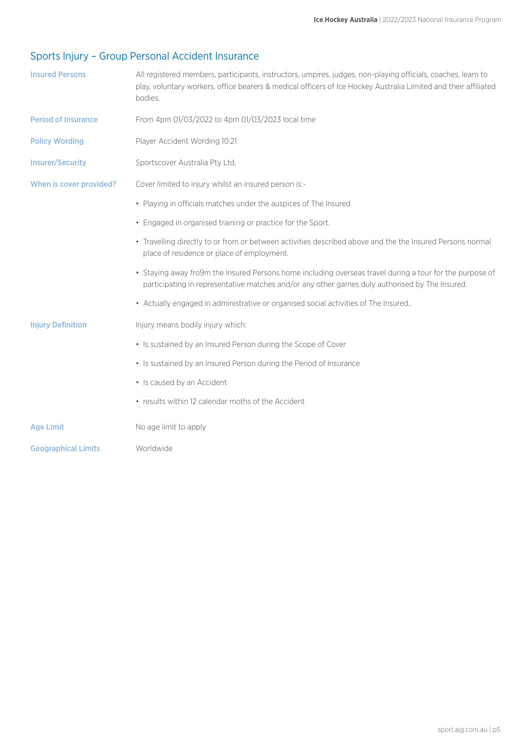## Sports Injury – Group Personal Accident Insurance

**Insured Persons**

All registered members, participants, instructors, umpires, judges, non-playing officials, coaches, learn to play, voluntary workers, office bearers & medical officers of Ice Hockey Australia Limited and their affiliated bodies.

**Period of Insurance**

From 4pm 01/03/2022 to 4pm 01/03/2023 local time

**Policy Wording**

Player Accident Wording 10.21

**Insurer/Security**

Sportscover Australia Pty Ltd.

**When is cover provided?**

Cover limited to injury whilst an insured person is:-

- Playing in officials matches under the auspices of The Insured
- Engaged in organised training or practice for the Sport.
- Travelling directly to or from or between activities described above and the the Insured Persons normal place of residence or place of employment.
- Staying away fro9m the Insured Persons home including overseas travel during a tour for the purpose of participating in representative matches and/or any other games duly authorised by The Insured.
- Actually engaged in administrative or organised social activities of The Insured..

**Injury Definition**

Injury means bodily injury which:

- Is sustained by an Insured Person during the Scope of Cover
- Is sustained by an Insured Person during the Period of Insurance
- Is caused by an Accident
- results within 12 calendar moths of the Accident

**Age Limit**

No age limit to apply

**Geographical Limits**

Worldwide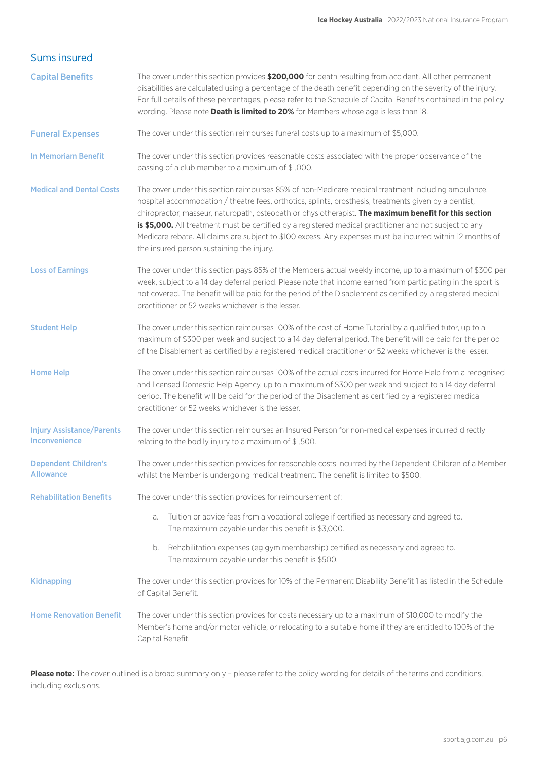## Sums insured

### Capital Benefits

The cover under this section provides **$200,000** for death resulting from accident. All other permanent disabilities are calculated using a percentage of the death benefit depending on the severity of the injury. For full details of these percentages, please refer to the Schedule of Capital Benefits contained in the policy wording. Please note **Death is limited to 20%** for Members whose age is less than 18.

### Funeral Expenses

The cover under this section reimburses funeral costs up to a maximum of $5,000.

### In Memoriam Benefit

The cover under this section provides reasonable costs associated with the proper observance of the passing of a club member to a maximum of $1,000.

### Medical and Dental Costs

The cover under this section reimburses 85% of non-Medicare medical treatment including ambulance, hospital accommodation / theatre fees, orthotics, splints, prosthesis, treatments given by a dentist, chiropractor, masseur, naturopath, osteopath or physiotherapist. **The maximum benefit for this section is $5,000.** All treatment must be certified by a registered medical practitioner and not subject to any Medicare rebate. All claims are subject to $100 excess. Any expenses must be incurred within 12 months of the insured person sustaining the injury.

### Loss of Earnings

The cover under this section pays 85% of the Members actual weekly income, up to a maximum of $300 per week, subject to a 14 day deferral period. Please note that income earned from participating in the sport is not covered. The benefit will be paid for the period of the Disablement as certified by a registered medical practitioner or 52 weeks whichever is the lesser.

### Student Help

The cover under this section reimburses 100% of the cost of Home Tutorial by a qualified tutor, up to a maximum of $300 per week and subject to a 14 day deferral period. The benefit will be paid for the period of the Disablement as certified by a registered medical practitioner or 52 weeks whichever is the lesser.

### Home Help

The cover under this section reimburses 100% of the actual costs incurred for Home Help from a recognised and licensed Domestic Help Agency, up to a maximum of $300 per week and subject to a 14 day deferral period. The benefit will be paid for the period of the Disablement as certified by a registered medical practitioner or 52 weeks whichever is the lesser.

### Injury Assistance/Parents Inconvenience

The cover under this section reimburses an Insured Person for non-medical expenses incurred directly relating to the bodily injury to a maximum of $1,500.

### Dependent Children's Allowance

The cover under this section provides for reasonable costs incurred by the Dependent Children of a Member whilst the Member is undergoing medical treatment. The benefit is limited to $500.

### Rehabilitation Benefits

The cover under this section provides for reimbursement of:

a. Tuition or advice fees from a vocational college if certified as necessary and agreed to. The maximum payable under this benefit is $3,000.

b. Rehabilitation expenses (eg gym membership) certified as necessary and agreed to. The maximum payable under this benefit is $500.

### Kidnapping

The cover under this section provides for 10% of the Permanent Disability Benefit 1 as listed in the Schedule of Capital Benefit.

### Home Renovation Benefit

The cover under this section provides for costs necessary up to a maximum of $10,000 to modify the Member's home and/or motor vehicle, or relocating to a suitable home if they are entitled to 100% of the Capital Benefit.

**Please note:** The cover outlined is a broad summary only – please refer to the policy wording for details of the terms and conditions, including exclusions.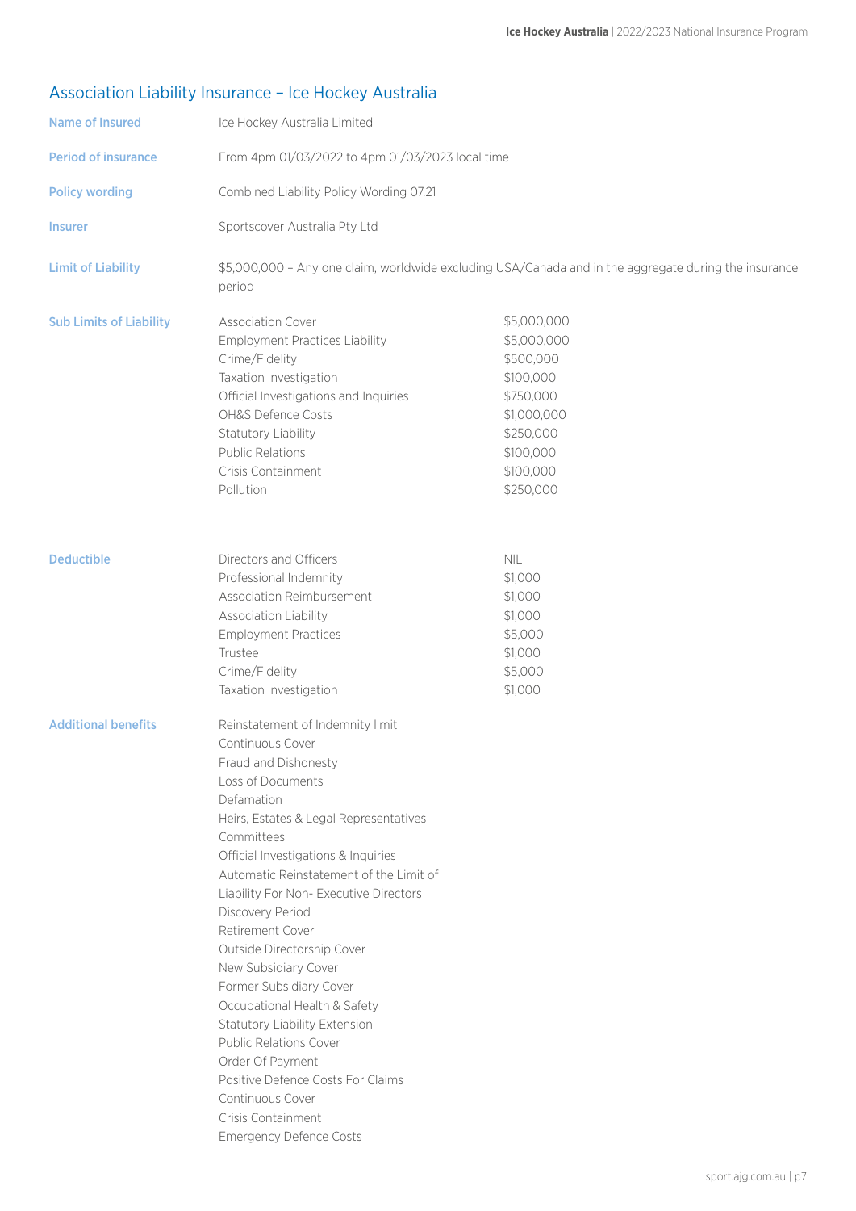## Association Liability Insurance – Ice Hockey Australia

| | | |
|---|---|---|
| **Name of Insured** | Ice Hockey Australia Limited | |
| **Period of insurance** | From 4pm 01/03/2022 to 4pm 01/03/2023 local time | |
| **Policy wording** | Combined Liability Policy Wording 07.21 | |
| **Insurer** | Sportscover Australia Pty Ltd | |
| **Limit of Liability** | $5,000,000 – Any one claim, worldwide excluding USA/Canada and in the aggregate during the insurance period | |
| **Sub Limits of Liability** | Association Cover | $5,000,000 |
| | Employment Practices Liability | $5,000,000 |
| | Crime/Fidelity | $500,000 |
| | Taxation Investigation | $100,000 |
| | Official Investigations and Inquiries | $750,000 |
| | OH&S Defence Costs | $1,000,000 |
| | Statutory Liability | $250,000 |
| | Public Relations | $100,000 |
| | Crisis Containment | $100,000 |
| | Pollution | $250,000 |
| **Deductible** | Directors and Officers | NIL |
| | Professional Indemnity | $1,000 |
| | Association Reimbursement | $1,000 |
| | Association Liability | $1,000 |
| | Employment Practices | $5,000 |
| | Trustee | $1,000 |
| | Crime/Fidelity | $5,000 |
| | Taxation Investigation | $1,000 |

**Additional benefits**

- Reinstatement of Indemnity limit
- Continuous Cover
- Fraud and Dishonesty
- Loss of Documents
- Defamation
- Heirs, Estates & Legal Representatives
- Committees
- Official Investigations & Inquiries
- Automatic Reinstatement of the Limit of Liability For Non- Executive Directors
- Discovery Period
- Retirement Cover
- Outside Directorship Cover
- New Subsidiary Cover
- Former Subsidiary Cover
- Occupational Health & Safety
- Statutory Liability Extension
- Public Relations Cover
- Order Of Payment
- Positive Defence Costs For Claims
- Continuous Cover
- Crisis Containment
- Emergency Defence Costs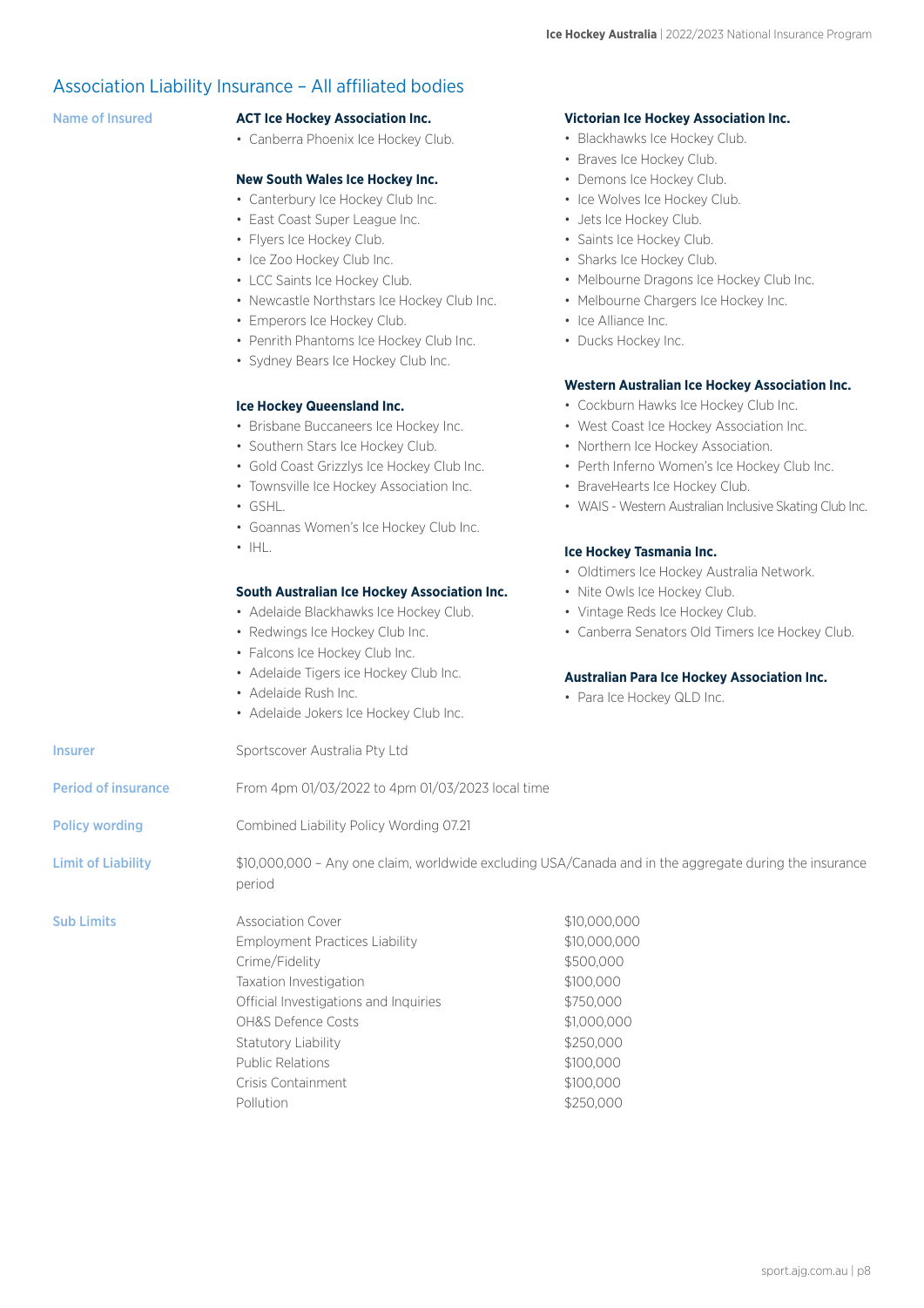## Association Liability Insurance – All affiliated bodies

**Name of Insured**

**ACT Ice Hockey Association Inc.**

- Canberra Phoenix Ice Hockey Club.

**New South Wales Ice Hockey Inc.**

- Canterbury Ice Hockey Club Inc.
- East Coast Super League Inc.
- Flyers Ice Hockey Club.
- Ice Zoo Hockey Club Inc.
- LCC Saints Ice Hockey Club.
- Newcastle Northstars Ice Hockey Club Inc.
- Emperors Ice Hockey Club.
- Penrith Phantoms Ice Hockey Club Inc.
- Sydney Bears Ice Hockey Club Inc.

**Ice Hockey Queensland Inc.**

- Brisbane Buccaneers Ice Hockey Inc.
- Southern Stars Ice Hockey Club.
- Gold Coast Grizzlys Ice Hockey Club Inc.
- Townsville Ice Hockey Association Inc.
- GSHL.
- Goannas Women's Ice Hockey Club Inc.
- IHL.

**South Australian Ice Hockey Association Inc.**

- Adelaide Blackhawks Ice Hockey Club.
- Redwings Ice Hockey Club Inc.
- Falcons Ice Hockey Club Inc.
- Adelaide Tigers ice Hockey Club Inc.
- Adelaide Rush Inc.
- Adelaide Jokers Ice Hockey Club Inc.

**Victorian Ice Hockey Association Inc.**

- Blackhawks Ice Hockey Club.
- Braves Ice Hockey Club.
- Demons Ice Hockey Club.
- Ice Wolves Ice Hockey Club.
- Jets Ice Hockey Club.
- Saints Ice Hockey Club.
- Sharks Ice Hockey Club.
- Melbourne Dragons Ice Hockey Club Inc.
- Melbourne Chargers Ice Hockey Inc.
- Ice Alliance Inc.
- Ducks Hockey Inc.

**Western Australian Ice Hockey Association Inc.**

- Cockburn Hawks Ice Hockey Club Inc.
- West Coast Ice Hockey Association Inc.
- Northern Ice Hockey Association.
- Perth Inferno Women's Ice Hockey Club Inc.
- BraveHearts Ice Hockey Club.
- WAIS - Western Australian Inclusive Skating Club Inc.

**Ice Hockey Tasmania Inc.**

- Oldtimers Ice Hockey Australia Network.
- Nite Owls Ice Hockey Club.
- Vintage Reds Ice Hockey Club.
- Canberra Senators Old Timers Ice Hockey Club.

**Australian Para Ice Hockey Association Inc.**

- Para Ice Hockey QLD Inc.

**Insurer**

Sportscover Australia Pty Ltd

**Period of insurance**

From 4pm 01/03/2022 to 4pm 01/03/2023 local time

**Policy wording**

Combined Liability Policy Wording 07.21

**Limit of Liability**

$10,000,000 – Any one claim, worldwide excluding USA/Canada and in the aggregate during the insurance period

**Sub Limits**

| | |
|---|---|
| Association Cover | $10,000,000 |
| Employment Practices Liability | $10,000,000 |
| Crime/Fidelity | $500,000 |
| Taxation Investigation | $100,000 |
| Official Investigations and Inquiries | $750,000 |
| OH&S Defence Costs | $1,000,000 |
| Statutory Liability | $250,000 |
| Public Relations | $100,000 |
| Crisis Containment | $100,000 |
| Pollution | $250,000 |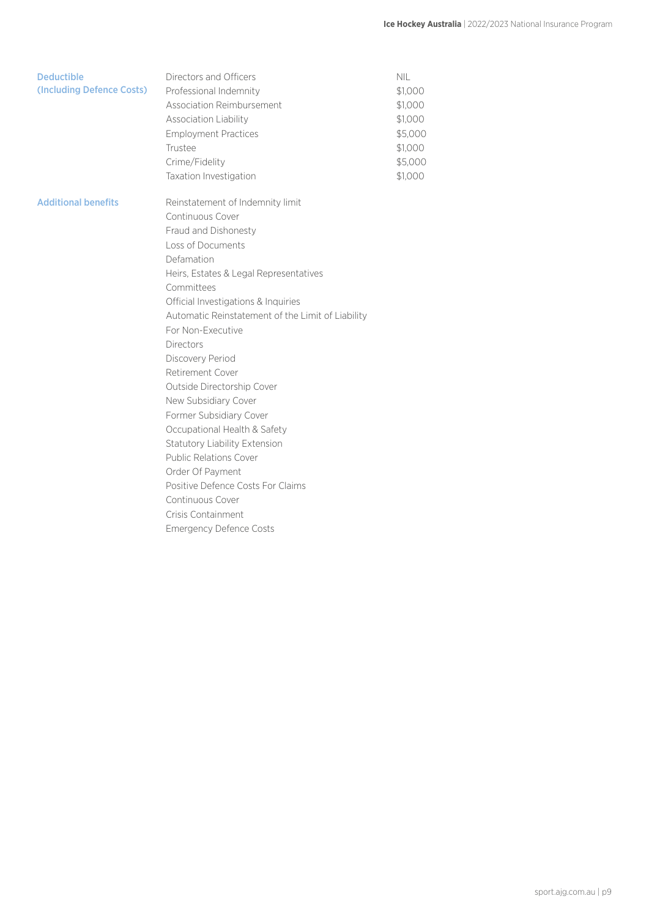| | | |
|---|---|---|
| **Deductible (Including Defence Costs)** | Directors and Officers | NIL |
| | Professional Indemnity | $1,000 |
| | Association Reimbursement | $1,000 |
| | Association Liability | $1,000 |
| | Employment Practices | $5,000 |
| | Trustee | $1,000 |
| | Crime/Fidelity | $5,000 |
| | Taxation Investigation | $1,000 |

**Additional benefits**

- Reinstatement of Indemnity limit
- Continuous Cover
- Fraud and Dishonesty
- Loss of Documents
- Defamation
- Heirs, Estates & Legal Representatives
- Committees
- Official Investigations & Inquiries
- Automatic Reinstatement of the Limit of Liability For Non-Executive Directors
- Discovery Period
- Retirement Cover
- Outside Directorship Cover
- New Subsidiary Cover
- Former Subsidiary Cover
- Occupational Health & Safety
- Statutory Liability Extension
- Public Relations Cover
- Order Of Payment
- Positive Defence Costs For Claims
- Continuous Cover
- Crisis Containment
- Emergency Defence Costs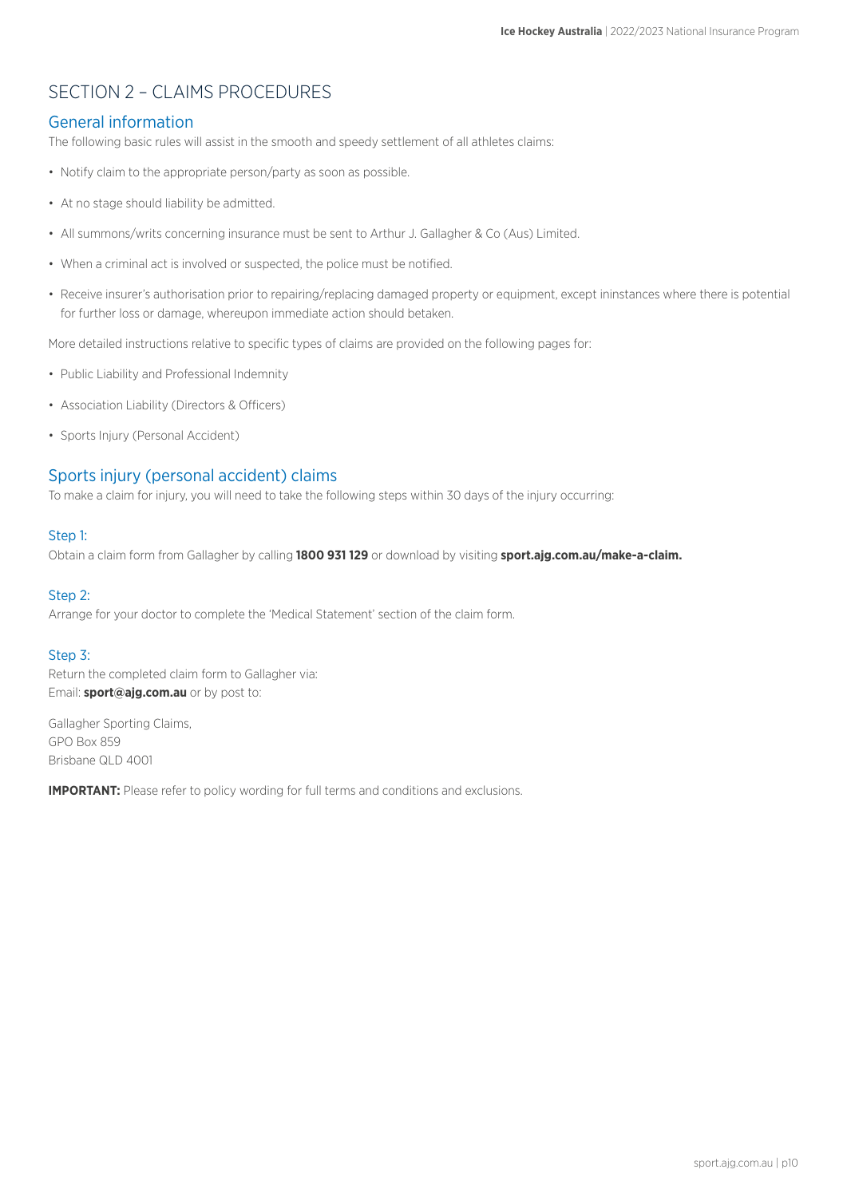# SECTION 2 – CLAIMS PROCEDURES

## General information

The following basic rules will assist in the smooth and speedy settlement of all athletes claims:

- Notify claim to the appropriate person/party as soon as possible.
- At no stage should liability be admitted.
- All summons/writs concerning insurance must be sent to Arthur J. Gallagher & Co (Aus) Limited.
- When a criminal act is involved or suspected, the police must be notified.
- Receive insurer's authorisation prior to repairing/replacing damaged property or equipment, except ininstances where there is potential for further loss or damage, whereupon immediate action should betaken.

More detailed instructions relative to specific types of claims are provided on the following pages for:

- Public Liability and Professional Indemnity
- Association Liability (Directors & Officers)
- Sports Injury (Personal Accident)

## Sports injury (personal accident) claims

To make a claim for injury, you will need to take the following steps within 30 days of the injury occurring:

### Step 1:

Obtain a claim form from Gallagher by calling **1800 931 129** or download by visiting **sport.ajg.com.au/make-a-claim.**

### Step 2:

Arrange for your doctor to complete the 'Medical Statement' section of the claim form.

### Step 3:

Return the completed claim form to Gallagher via:
Email: **sport@ajg.com.au** or by post to:

Gallagher Sporting Claims,
GPO Box 859
Brisbane QLD 4001

**IMPORTANT:** Please refer to policy wording for full terms and conditions and exclusions.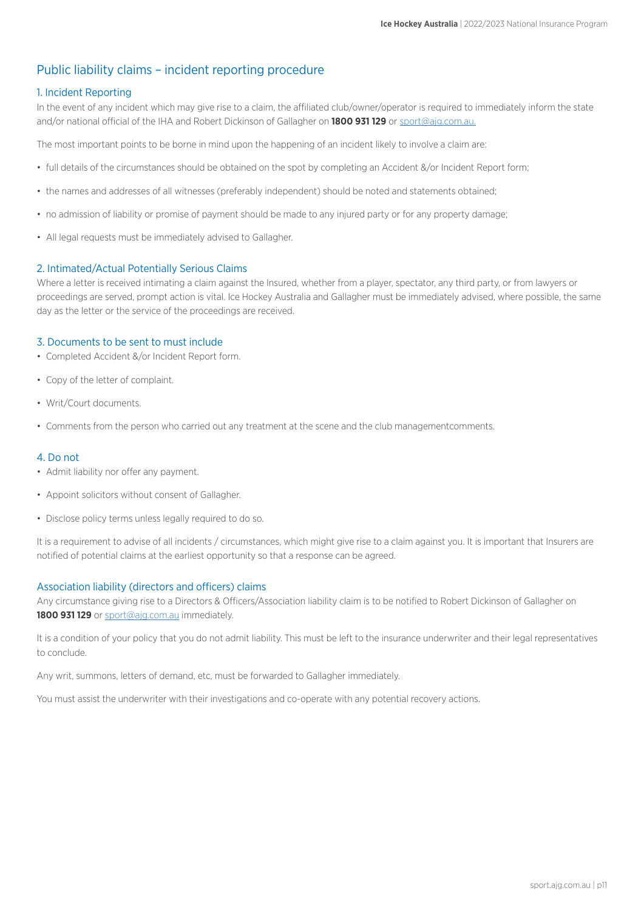## Public liability claims – incident reporting procedure

### 1. Incident Reporting

In the event of any incident which may give rise to a claim, the affiliated club/owner/operator is required to immediately inform the state and/or national official of the IHA and Robert Dickinson of Gallagher on **1800 931 129** or sport@ajg.com.au.

The most important points to be borne in mind upon the happening of an incident likely to involve a claim are:

- full details of the circumstances should be obtained on the spot by completing an Accident &/or Incident Report form;
- the names and addresses of all witnesses (preferably independent) should be noted and statements obtained;
- no admission of liability or promise of payment should be made to any injured party or for any property damage;
- All legal requests must be immediately advised to Gallagher.

### 2. Intimated/Actual Potentially Serious Claims

Where a letter is received intimating a claim against the Insured, whether from a player, spectator, any third party, or from lawyers or proceedings are served, prompt action is vital. Ice Hockey Australia and Gallagher must be immediately advised, where possible, the same day as the letter or the service of the proceedings are received.

### 3. Documents to be sent to must include

- Completed Accident &/or Incident Report form.
- Copy of the letter of complaint.
- Writ/Court documents.
- Comments from the person who carried out any treatment at the scene and the club managementcomments.

### 4. Do not

- Admit liability nor offer any payment.
- Appoint solicitors without consent of Gallagher.
- Disclose policy terms unless legally required to do so.

It is a requirement to advise of all incidents / circumstances, which might give rise to a claim against you. It is important that Insurers are notified of potential claims at the earliest opportunity so that a response can be agreed.

### Association liability (directors and officers) claims

Any circumstance giving rise to a Directors & Officers/Association liability claim is to be notified to Robert Dickinson of Gallagher on **1800 931 129** or sport@ajg.com.au immediately.

It is a condition of your policy that you do not admit liability. This must be left to the insurance underwriter and their legal representatives to conclude.

Any writ, summons, letters of demand, etc, must be forwarded to Gallagher immediately.

You must assist the underwriter with their investigations and co-operate with any potential recovery actions.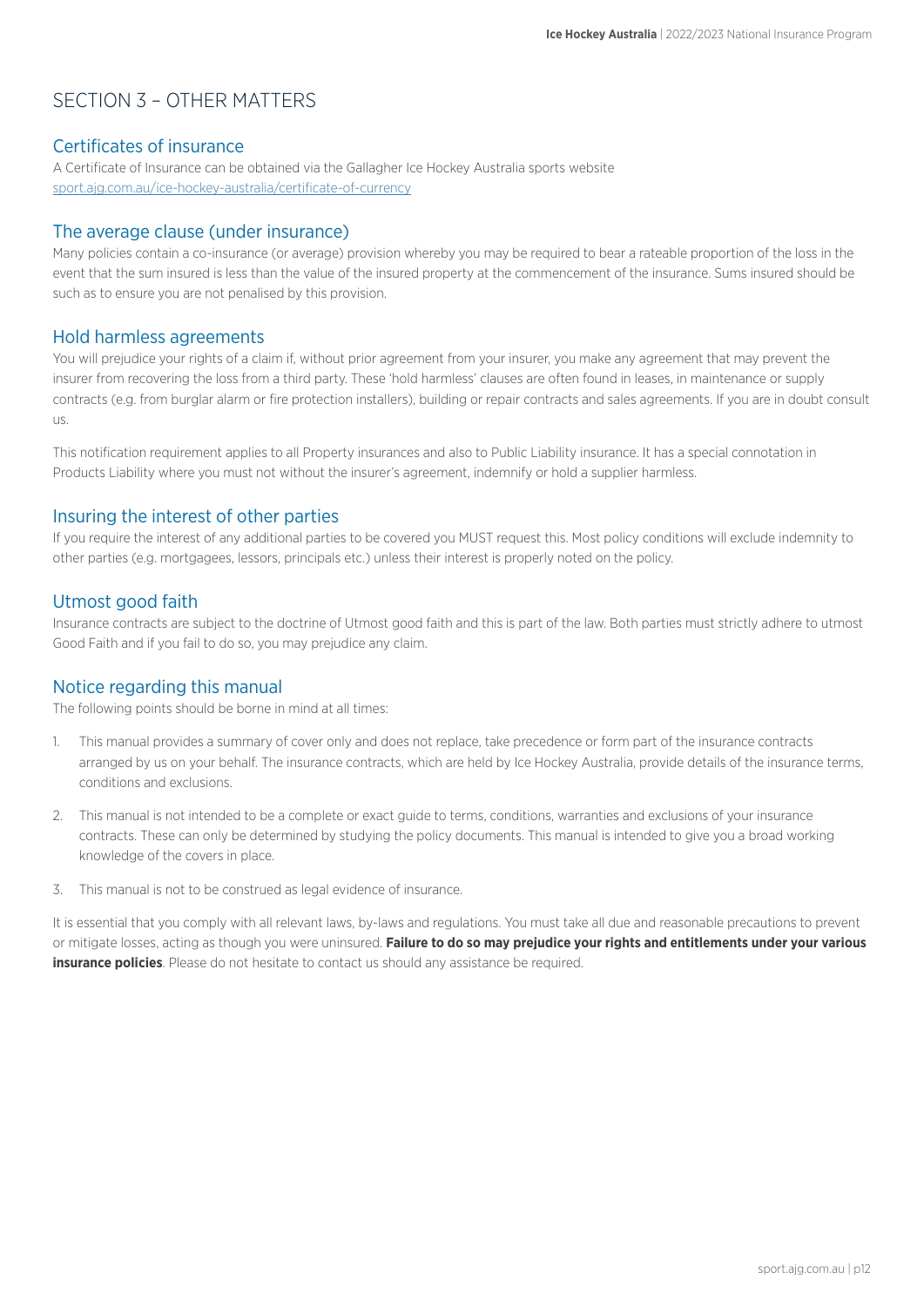# SECTION 3 – OTHER MATTERS

## Certificates of insurance

A Certificate of Insurance can be obtained via the Gallagher Ice Hockey Australia sports website [sport.ajg.com.au/ice-hockey-australia/certificate-of-currency](sport.ajg.com.au/ice-hockey-australia/certificate-of-currency)

## The average clause (under insurance)

Many policies contain a co-insurance (or average) provision whereby you may be required to bear a rateable proportion of the loss in the event that the sum insured is less than the value of the insured property at the commencement of the insurance. Sums insured should be such as to ensure you are not penalised by this provision.

## Hold harmless agreements

You will prejudice your rights of a claim if, without prior agreement from your insurer, you make any agreement that may prevent the insurer from recovering the loss from a third party. These 'hold harmless' clauses are often found in leases, in maintenance or supply contracts (e.g. from burglar alarm or fire protection installers), building or repair contracts and sales agreements. If you are in doubt consult us.

This notification requirement applies to all Property insurances and also to Public Liability insurance. It has a special connotation in Products Liability where you must not without the insurer's agreement, indemnify or hold a supplier harmless.

## Insuring the interest of other parties

If you require the interest of any additional parties to be covered you MUST request this. Most policy conditions will exclude indemnity to other parties (e.g. mortgagees, lessors, principals etc.) unless their interest is properly noted on the policy.

## Utmost good faith

Insurance contracts are subject to the doctrine of Utmost good faith and this is part of the law. Both parties must strictly adhere to utmost Good Faith and if you fail to do so, you may prejudice any claim.

## Notice regarding this manual

The following points should be borne in mind at all times:

1. This manual provides a summary of cover only and does not replace, take precedence or form part of the insurance contracts arranged by us on your behalf. The insurance contracts, which are held by Ice Hockey Australia, provide details of the insurance terms, conditions and exclusions.
2. This manual is not intended to be a complete or exact guide to terms, conditions, warranties and exclusions of your insurance contracts. These can only be determined by studying the policy documents. This manual is intended to give you a broad working knowledge of the covers in place.
3. This manual is not to be construed as legal evidence of insurance.

It is essential that you comply with all relevant laws, by-laws and regulations. You must take all due and reasonable precautions to prevent or mitigate losses, acting as though you were uninsured. **Failure to do so may prejudice your rights and entitlements under your various insurance policies**. Please do not hesitate to contact us should any assistance be required.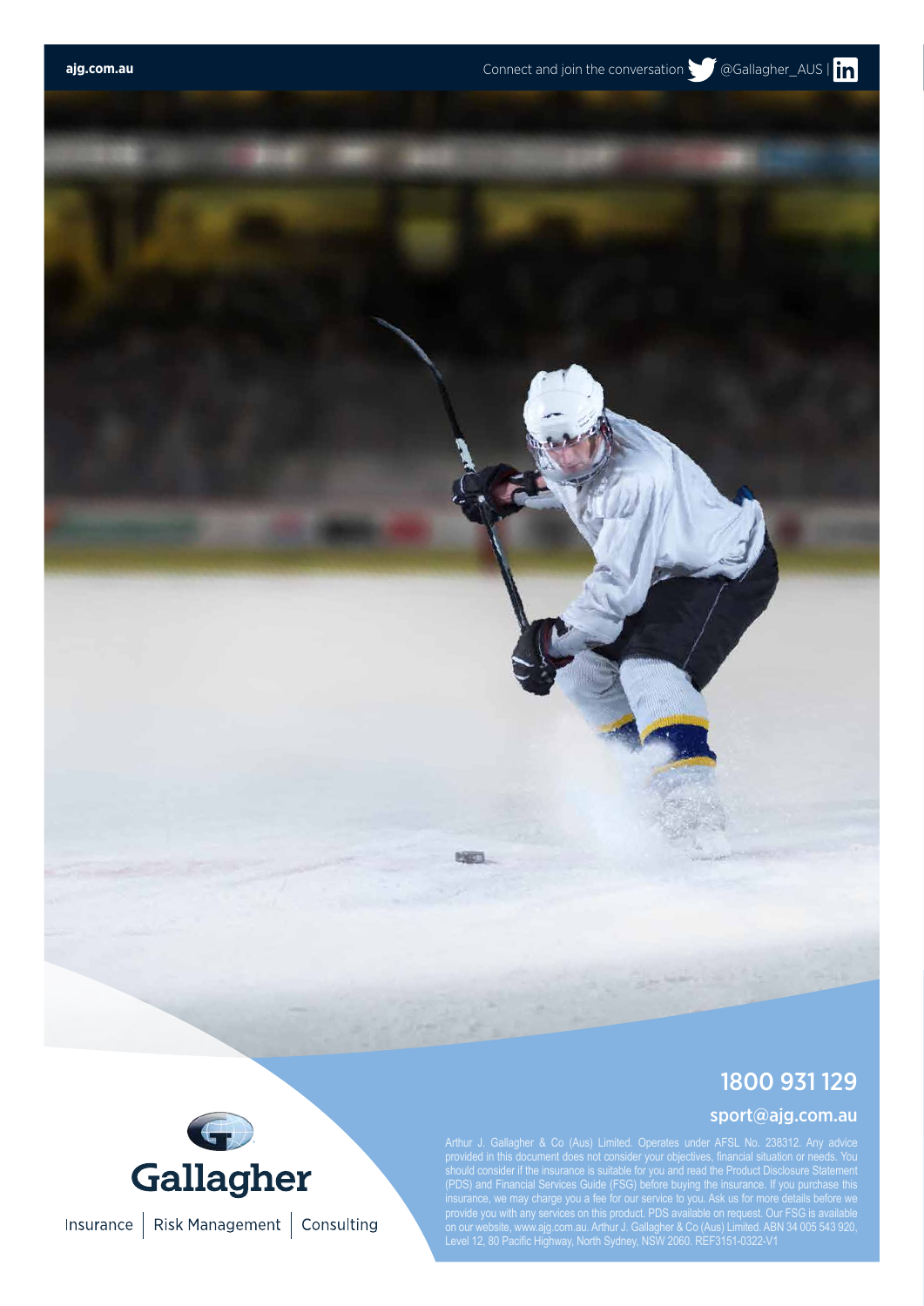ajg.com.au

Connect and join the conversation @Gallagher_AUS |

**1800 931 129**

**sport@ajg.com.au**

Arthur J. Gallagher & Co (Aus) Limited. Operates under AFSL No. 238312. Any advice provided in this document does not consider your objectives, financial situation or needs. You should consider if the insurance is suitable for you and read the Product Disclosure Statement (PDS) and Financial Services Guide (FSG) before buying the insurance. If you purchase this insurance, we may charge you a fee for our service to you. Ask us for more details before we provide you with any services on this product. PDS available on request. Our FSG is available on our website, www.ajg.com.au. Arthur J. Gallagher & Co (Aus) Limited. ABN 34 005 543 920, Level 12, 80 Pacific Highway, North Sydney, NSW 2060. REF3151-0322-V1

Gallagher

Insurance | Risk Management | Consulting